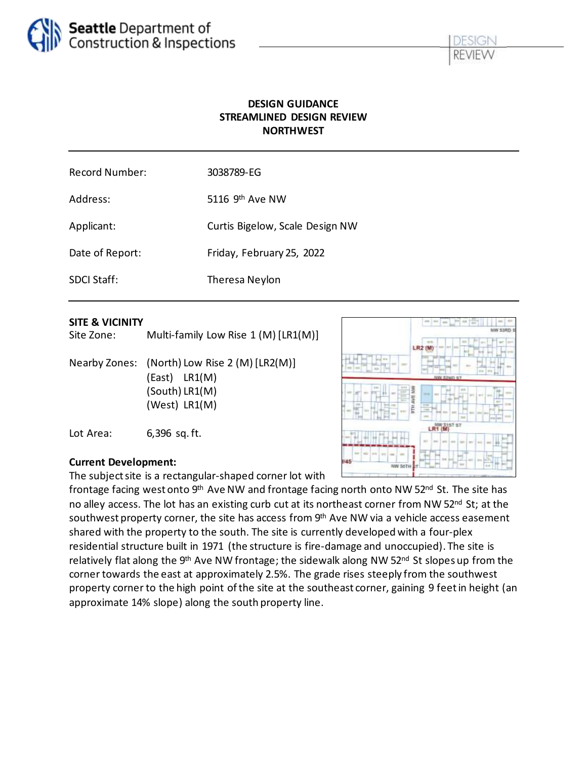Seattle Department of Construction & Inspections

DESIGN REVIEW

# DESIGN GUIDANCE
# STREAMLINED DESIGN REVIEW
# NORTHWEST

| | |
|---|---|
| Record Number: | 3038789-EG |
| Address: | 5116 9th Ave NW |
| Applicant: | Curtis Bigelow, Scale Design NW |
| Date of Report: | Friday, February 25, 2022 |
| SDCI Staff: | Theresa Neylon |

## SITE & VICINITY

Site Zone: Multi-family Low Rise 1 (M) [LR1(M)]

Nearby Zones: (North) Low Rise 2 (M) [LR2(M)]
(East) LR1(M)
(South) LR1(M)
(West) LR1(M)

Lot Area: 6,396 sq. ft.

**Current Development:**

The subject site is a rectangular-shaped corner lot with frontage facing west onto 9th Ave NW and frontage facing north onto NW 52nd St. The site has no alley access. The lot has an existing curb cut at its northeast corner from NW 52nd St; at the southwest property corner, the site has access from 9th Ave NW via a vehicle access easement shared with the property to the south. The site is currently developed with a four-plex residential structure built in 1971 (the structure is fire-damage and unoccupied). The site is relatively flat along the 9th Ave NW frontage; the sidewalk along NW 52nd St slopes up from the corner towards the east at approximately 2.5%. The grade rises steeply from the southwest property corner to the high point of the site at the southeast corner, gaining 9 feet in height (an approximate 14% slope) along the south property line.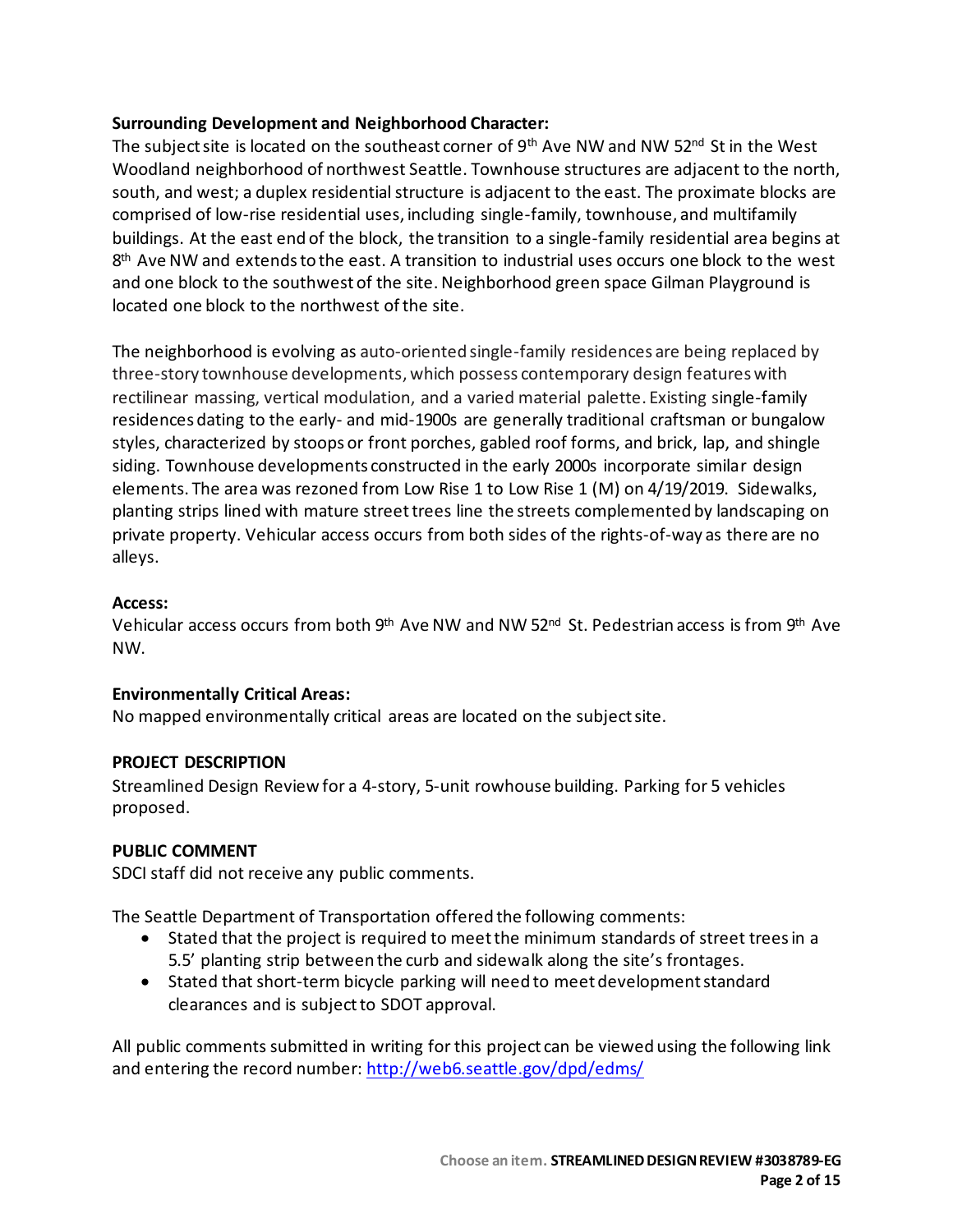**Surrounding Development and Neighborhood Character:**

The subject site is located on the southeast corner of 9th Ave NW and NW 52nd St in the West Woodland neighborhood of northwest Seattle. Townhouse structures are adjacent to the north, south, and west; a duplex residential structure is adjacent to the east. The proximate blocks are comprised of low-rise residential uses, including single-family, townhouse, and multifamily buildings. At the east end of the block, the transition to a single-family residential area begins at 8th Ave NW and extends to the east. A transition to industrial uses occurs one block to the west and one block to the southwest of the site. Neighborhood green space Gilman Playground is located one block to the northwest of the site.

The neighborhood is evolving as auto-oriented single-family residences are being replaced by three-story townhouse developments, which possess contemporary design features with rectilinear massing, vertical modulation, and a varied material palette. Existing single-family residences dating to the early- and mid-1900s are generally traditional craftsman or bungalow styles, characterized by stoops or front porches, gabled roof forms, and brick, lap, and shingle siding. Townhouse developments constructed in the early 2000s incorporate similar design elements. The area was rezoned from Low Rise 1 to Low Rise 1 (M) on 4/19/2019. Sidewalks, planting strips lined with mature street trees line the streets complemented by landscaping on private property. Vehicular access occurs from both sides of the rights-of-way as there are no alleys.

**Access:**

Vehicular access occurs from both 9th Ave NW and NW 52nd St. Pedestrian access is from 9th Ave NW.

**Environmentally Critical Areas:**

No mapped environmentally critical areas are located on the subject site.

**PROJECT DESCRIPTION**

Streamlined Design Review for a 4-story, 5-unit rowhouse building. Parking for 5 vehicles proposed.

**PUBLIC COMMENT**

SDCI staff did not receive any public comments.

The Seattle Department of Transportation offered the following comments:

- Stated that the project is required to meet the minimum standards of street trees in a 5.5' planting strip between the curb and sidewalk along the site's frontages.
- Stated that short-term bicycle parking will need to meet development standard clearances and is subject to SDOT approval.

All public comments submitted in writing for this project can be viewed using the following link and entering the record number: http://web6.seattle.gov/dpd/edms/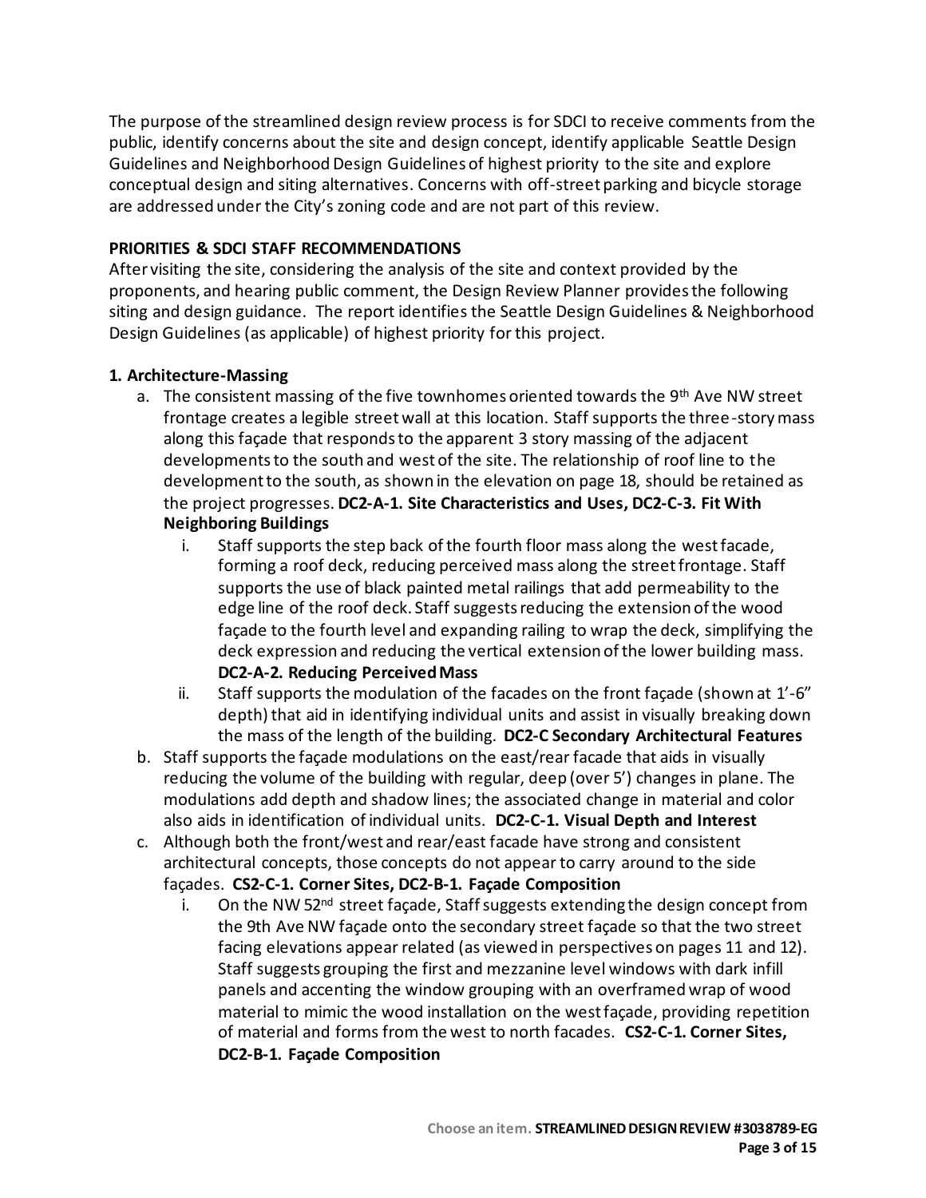The purpose of the streamlined design review process is for SDCI to receive comments from the public, identify concerns about the site and design concept, identify applicable Seattle Design Guidelines and Neighborhood Design Guidelines of highest priority to the site and explore conceptual design and siting alternatives. Concerns with off-street parking and bicycle storage are addressed under the City's zoning code and are not part of this review.

**PRIORITIES & SDCI STAFF RECOMMENDATIONS**

After visiting the site, considering the analysis of the site and context provided by the proponents, and hearing public comment, the Design Review Planner provides the following siting and design guidance. The report identifies the Seattle Design Guidelines & Neighborhood Design Guidelines (as applicable) of highest priority for this project.

**1. Architecture-Massing**

a. The consistent massing of the five townhomes oriented towards the 9th Ave NW street frontage creates a legible street wall at this location. Staff supports the three-story mass along this façade that responds to the apparent 3 story massing of the adjacent developments to the south and west of the site. The relationship of roof line to the development to the south, as shown in the elevation on page 18, should be retained as the project progresses. **DC2-A-1. Site Characteristics and Uses, DC2-C-3. Fit With Neighboring Buildings**

   i. Staff supports the step back of the fourth floor mass along the west facade, forming a roof deck, reducing perceived mass along the street frontage. Staff supports the use of black painted metal railings that add permeability to the edge line of the roof deck. Staff suggests reducing the extension of the wood façade to the fourth level and expanding railing to wrap the deck, simplifying the deck expression and reducing the vertical extension of the lower building mass. **DC2-A-2. Reducing Perceived Mass**

   ii. Staff supports the modulation of the facades on the front façade (shown at 1'-6" depth) that aid in identifying individual units and assist in visually breaking down the mass of the length of the building. **DC2-C Secondary Architectural Features**

b. Staff supports the façade modulations on the east/rear facade that aids in visually reducing the volume of the building with regular, deep (over 5') changes in plane. The modulations add depth and shadow lines; the associated change in material and color also aids in identification of individual units. **DC2-C-1. Visual Depth and Interest**

c. Although both the front/west and rear/east facade have strong and consistent architectural concepts, those concepts do not appear to carry around to the side façades. **CS2-C-1. Corner Sites, DC2-B-1. Façade Composition**

   i. On the NW 52nd street façade, Staff suggests extending the design concept from the 9th Ave NW façade onto the secondary street façade so that the two street facing elevations appear related (as viewed in perspectives on pages 11 and 12). Staff suggests grouping the first and mezzanine level windows with dark infill panels and accenting the window grouping with an overframed wrap of wood material to mimic the wood installation on the west façade, providing repetition of material and forms from the west to north facades. **CS2-C-1. Corner Sites, DC2-B-1. Façade Composition**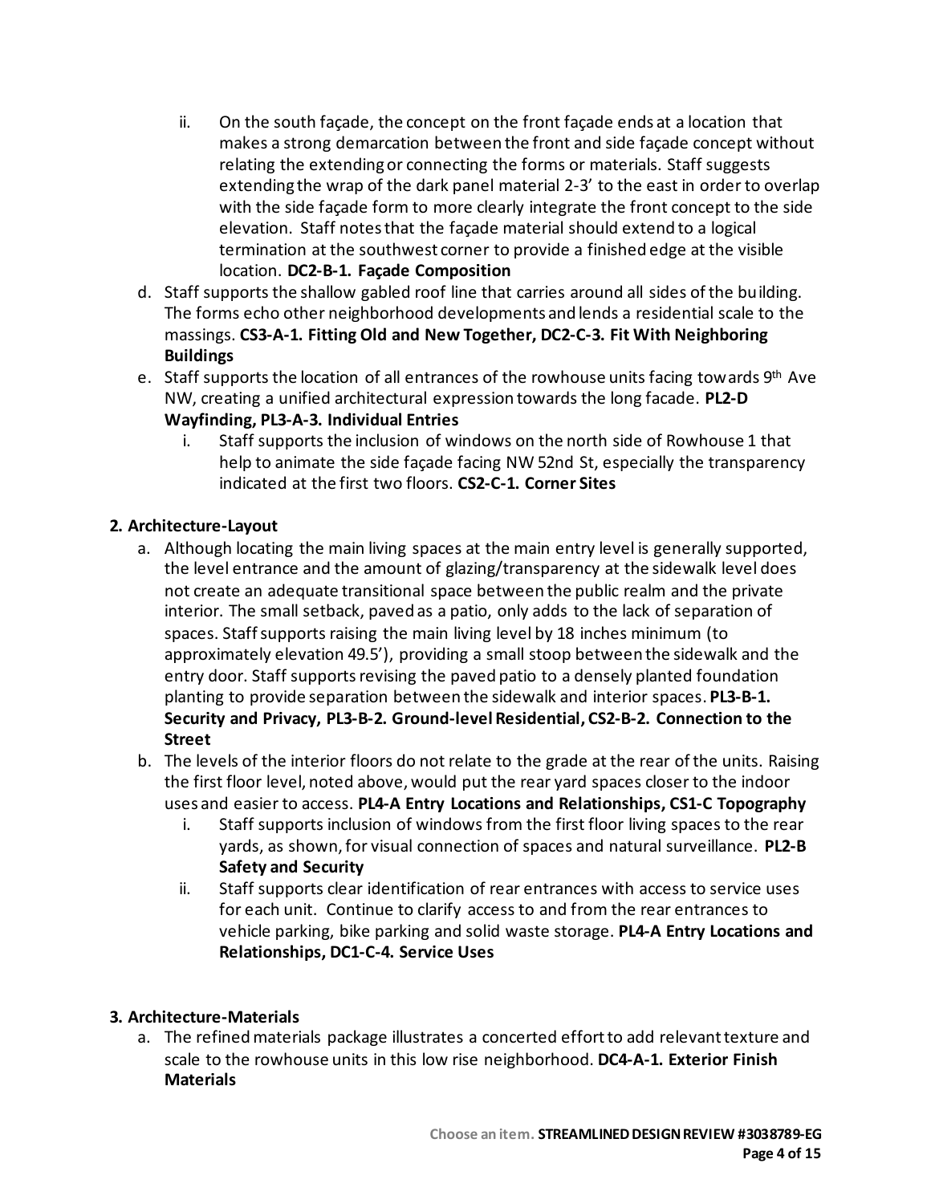- ii. On the south façade, the concept on the front façade ends at a location that makes a strong demarcation between the front and side façade concept without relating the extending or connecting the forms or materials. Staff suggests extending the wrap of the dark panel material 2-3' to the east in order to overlap with the side façade form to more clearly integrate the front concept to the side elevation. Staff notes that the façade material should extend to a logical termination at the southwest corner to provide a finished edge at the visible location. **DC2-B-1. Façade Composition**

d. Staff supports the shallow gabled roof line that carries around all sides of the building. The forms echo other neighborhood developments and lends a residential scale to the massings. **CS3-A-1. Fitting Old and New Together, DC2-C-3. Fit With Neighboring Buildings**

e. Staff supports the location of all entrances of the rowhouse units facing towards 9th Ave NW, creating a unified architectural expression towards the long facade. **PL2-D Wayfinding, PL3-A-3. Individual Entries**
   - i. Staff supports the inclusion of windows on the north side of Rowhouse 1 that help to animate the side façade facing NW 52nd St, especially the transparency indicated at the first two floors. **CS2-C-1. Corner Sites**

**2. Architecture-Layout**

a. Although locating the main living spaces at the main entry level is generally supported, the level entrance and the amount of glazing/transparency at the sidewalk level does not create an adequate transitional space between the public realm and the private interior. The small setback, paved as a patio, only adds to the lack of separation of spaces. Staff supports raising the main living level by 18 inches minimum (to approximately elevation 49.5'), providing a small stoop between the sidewalk and the entry door. Staff supports revising the paved patio to a densely planted foundation planting to provide separation between the sidewalk and interior spaces. **PL3-B-1. Security and Privacy, PL3-B-2. Ground-level Residential, CS2-B-2. Connection to the Street**

b. The levels of the interior floors do not relate to the grade at the rear of the units. Raising the first floor level, noted above, would put the rear yard spaces closer to the indoor uses and easier to access. **PL4-A Entry Locations and Relationships, CS1-C Topography**
   - i. Staff supports inclusion of windows from the first floor living spaces to the rear yards, as shown, for visual connection of spaces and natural surveillance. **PL2-B Safety and Security**
   - ii. Staff supports clear identification of rear entrances with access to service uses for each unit. Continue to clarify access to and from the rear entrances to vehicle parking, bike parking and solid waste storage. **PL4-A Entry Locations and Relationships, DC1-C-4. Service Uses**

**3. Architecture-Materials**

a. The refined materials package illustrates a concerted effort to add relevant texture and scale to the rowhouse units in this low rise neighborhood. **DC4-A-1. Exterior Finish Materials**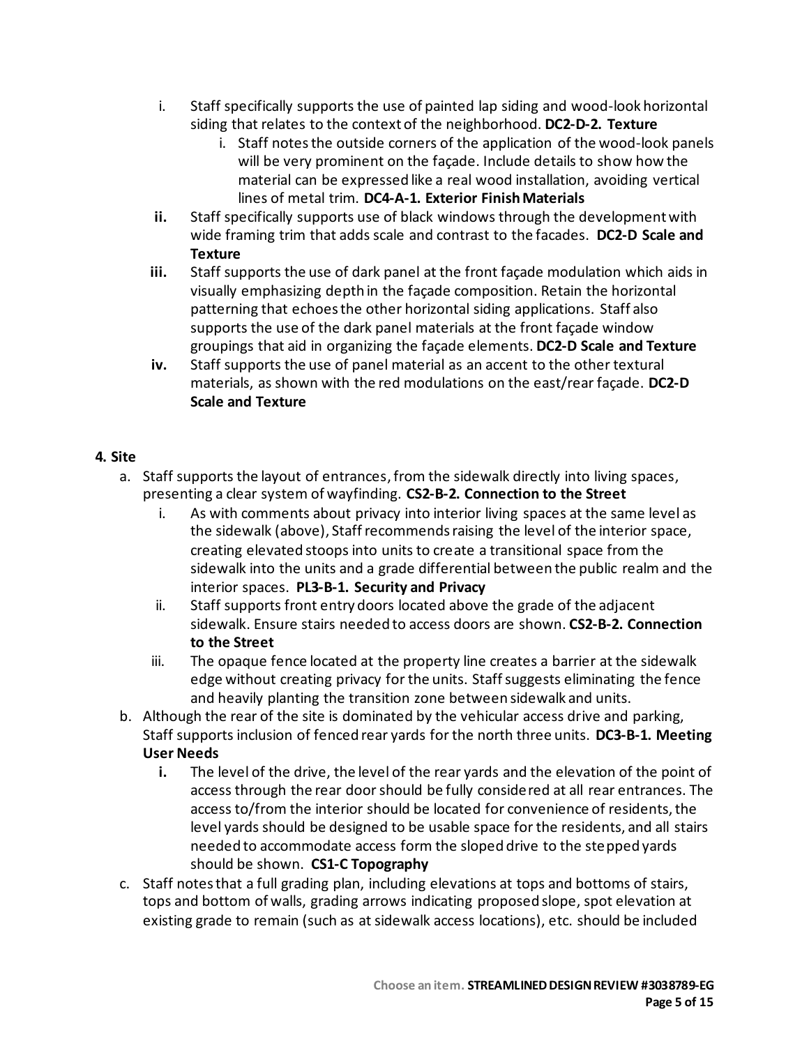i. Staff specifically supports the use of painted lap siding and wood-look horizontal siding that relates to the context of the neighborhood. **DC2-D-2. Texture**
    i. Staff notes the outside corners of the application of the wood-look panels will be very prominent on the façade. Include details to show how the material can be expressed like a real wood installation, avoiding vertical lines of metal trim. **DC4-A-1. Exterior Finish Materials**

**ii.** Staff specifically supports use of black windows through the development with wide framing trim that adds scale and contrast to the facades. **DC2-D Scale and Texture**

**iii.** Staff supports the use of dark panel at the front façade modulation which aids in visually emphasizing depth in the façade composition. Retain the horizontal patterning that echoes the other horizontal siding applications. Staff also supports the use of the dark panel materials at the front façade window groupings that aid in organizing the façade elements. **DC2-D Scale and Texture**

**iv.** Staff supports the use of panel material as an accent to the other textural materials, as shown with the red modulations on the east/rear façade. **DC2-D Scale and Texture**

**4. Site**

a. Staff supports the layout of entrances, from the sidewalk directly into living spaces, presenting a clear system of wayfinding. **CS2-B-2. Connection to the Street**
    i. As with comments about privacy into interior living spaces at the same level as the sidewalk (above), Staff recommends raising the level of the interior space, creating elevated stoops into units to create a transitional space from the sidewalk into the units and a grade differential between the public realm and the interior spaces. **PL3-B-1. Security and Privacy**
    ii. Staff supports front entry doors located above the grade of the adjacent sidewalk. Ensure stairs needed to access doors are shown. **CS2-B-2. Connection to the Street**
    iii. The opaque fence located at the property line creates a barrier at the sidewalk edge without creating privacy for the units. Staff suggests eliminating the fence and heavily planting the transition zone between sidewalk and units.

b. Although the rear of the site is dominated by the vehicular access drive and parking, Staff supports inclusion of fenced rear yards for the north three units. **DC3-B-1. Meeting User Needs**
    **i.** The level of the drive, the level of the rear yards and the elevation of the point of access through the rear door should be fully considered at all rear entrances. The access to/from the interior should be located for convenience of residents, the level yards should be designed to be usable space for the residents, and all stairs needed to accommodate access form the sloped drive to the stepped yards should be shown. **CS1-C Topography**

c. Staff notes that a full grading plan, including elevations at tops and bottoms of stairs, tops and bottom of walls, grading arrows indicating proposed slope, spot elevation at existing grade to remain (such as at sidewalk access locations), etc. should be included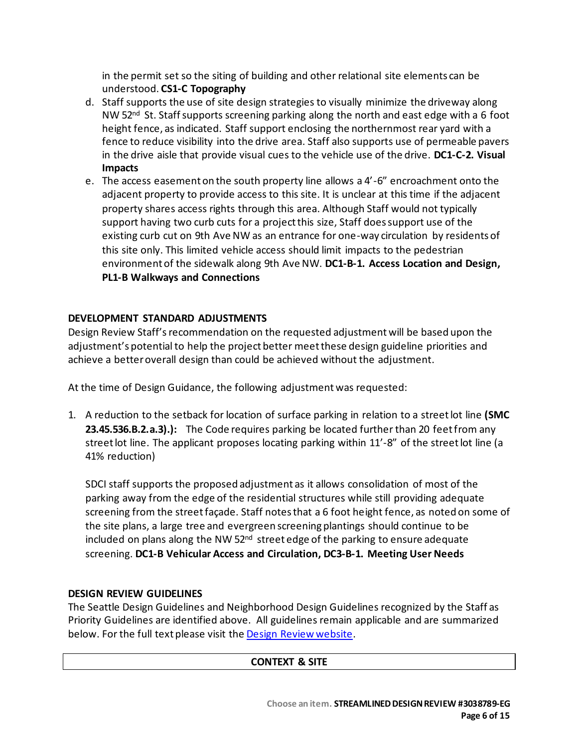in the permit set so the siting of building and other relational site elements can be understood. **CS1-C Topography**

d. Staff supports the use of site design strategies to visually minimize the driveway along NW 52nd St. Staff supports screening parking along the north and east edge with a 6 foot height fence, as indicated. Staff support enclosing the northernmost rear yard with a fence to reduce visibility into the drive area. Staff also supports use of permeable pavers in the drive aisle that provide visual cues to the vehicle use of the drive. **DC1-C-2. Visual Impacts**
e. The access easement on the south property line allows a 4'-6" encroachment onto the adjacent property to provide access to this site. It is unclear at this time if the adjacent property shares access rights through this area. Although Staff would not typically support having two curb cuts for a project this size, Staff does support use of the existing curb cut on 9th Ave NW as an entrance for one-way circulation by residents of this site only. This limited vehicle access should limit impacts to the pedestrian environment of the sidewalk along 9th Ave NW. **DC1-B-1. Access Location and Design, PL1-B Walkways and Connections**

## DEVELOPMENT STANDARD ADJUSTMENTS

Design Review Staff's recommendation on the requested adjustment will be based upon the adjustment's potential to help the project better meet these design guideline priorities and achieve a better overall design than could be achieved without the adjustment.

At the time of Design Guidance, the following adjustment was requested:

1. A reduction to the setback for location of surface parking in relation to a street lot line **(SMC 23.45.536.B.2.a.3).):** The Code requires parking be located further than 20 feet from any street lot line. The applicant proposes locating parking within 11'-8" of the street lot line (a 41% reduction)

   SDCI staff supports the proposed adjustment as it allows consolidation of most of the parking away from the edge of the residential structures while still providing adequate screening from the street façade. Staff notes that a 6 foot height fence, as noted on some of the site plans, a large tree and evergreen screening plantings should continue to be included on plans along the NW 52nd street edge of the parking to ensure adequate screening. **DC1-B Vehicular Access and Circulation, DC3-B-1. Meeting User Needs**

## DESIGN REVIEW GUIDELINES

The Seattle Design Guidelines and Neighborhood Design Guidelines recognized by the Staff as Priority Guidelines are identified above. All guidelines remain applicable and are summarized below. For the full text please visit the Design Review website.

| CONTEXT & SITE |
| --- |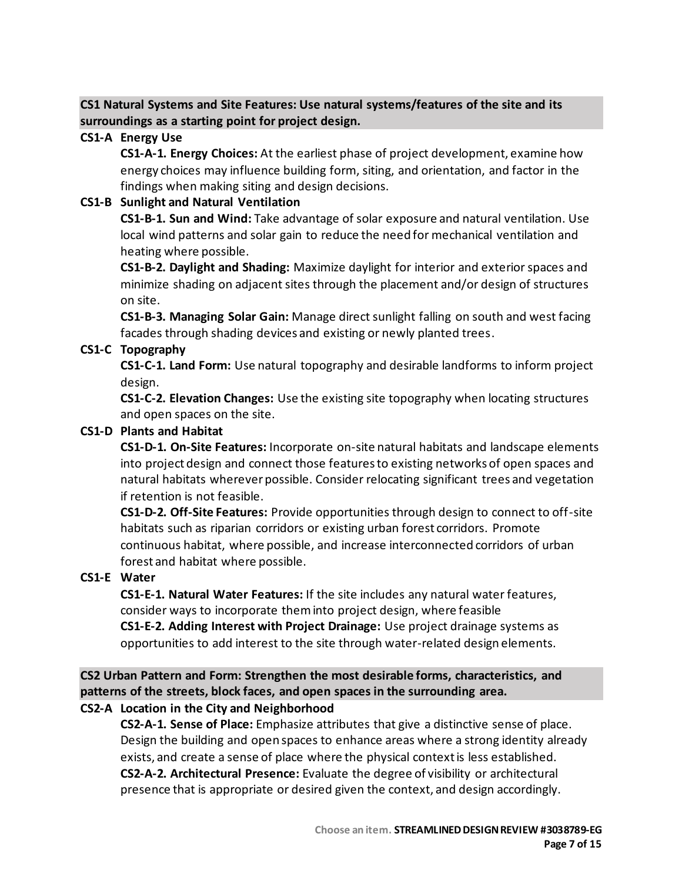**CS1 Natural Systems and Site Features: Use natural systems/features of the site and its surroundings as a starting point for project design.**

**CS1-A Energy Use**

**CS1-A-1. Energy Choices:** At the earliest phase of project development, examine how energy choices may influence building form, siting, and orientation, and factor in the findings when making siting and design decisions.

**CS1-B Sunlight and Natural Ventilation**

**CS1-B-1. Sun and Wind:** Take advantage of solar exposure and natural ventilation. Use local wind patterns and solar gain to reduce the need for mechanical ventilation and heating where possible.

**CS1-B-2. Daylight and Shading:** Maximize daylight for interior and exterior spaces and minimize shading on adjacent sites through the placement and/or design of structures on site.

**CS1-B-3. Managing Solar Gain:** Manage direct sunlight falling on south and west facing facades through shading devices and existing or newly planted trees.

**CS1-C Topography**

**CS1-C-1. Land Form:** Use natural topography and desirable landforms to inform project design.

**CS1-C-2. Elevation Changes:** Use the existing site topography when locating structures and open spaces on the site.

**CS1-D Plants and Habitat**

**CS1-D-1. On-Site Features:** Incorporate on-site natural habitats and landscape elements into project design and connect those features to existing networks of open spaces and natural habitats wherever possible. Consider relocating significant trees and vegetation if retention is not feasible.

**CS1-D-2. Off-Site Features:** Provide opportunities through design to connect to off-site habitats such as riparian corridors or existing urban forest corridors. Promote continuous habitat, where possible, and increase interconnected corridors of urban forest and habitat where possible.

**CS1-E Water**

**CS1-E-1. Natural Water Features:** If the site includes any natural water features, consider ways to incorporate them into project design, where feasible

**CS1-E-2. Adding Interest with Project Drainage:** Use project drainage systems as opportunities to add interest to the site through water-related design elements.

**CS2 Urban Pattern and Form: Strengthen the most desirable forms, characteristics, and patterns of the streets, block faces, and open spaces in the surrounding area.**

**CS2-A Location in the City and Neighborhood**

**CS2-A-1. Sense of Place:** Emphasize attributes that give a distinctive sense of place. Design the building and open spaces to enhance areas where a strong identity already exists, and create a sense of place where the physical context is less established.

**CS2-A-2. Architectural Presence:** Evaluate the degree of visibility or architectural presence that is appropriate or desired given the context, and design accordingly.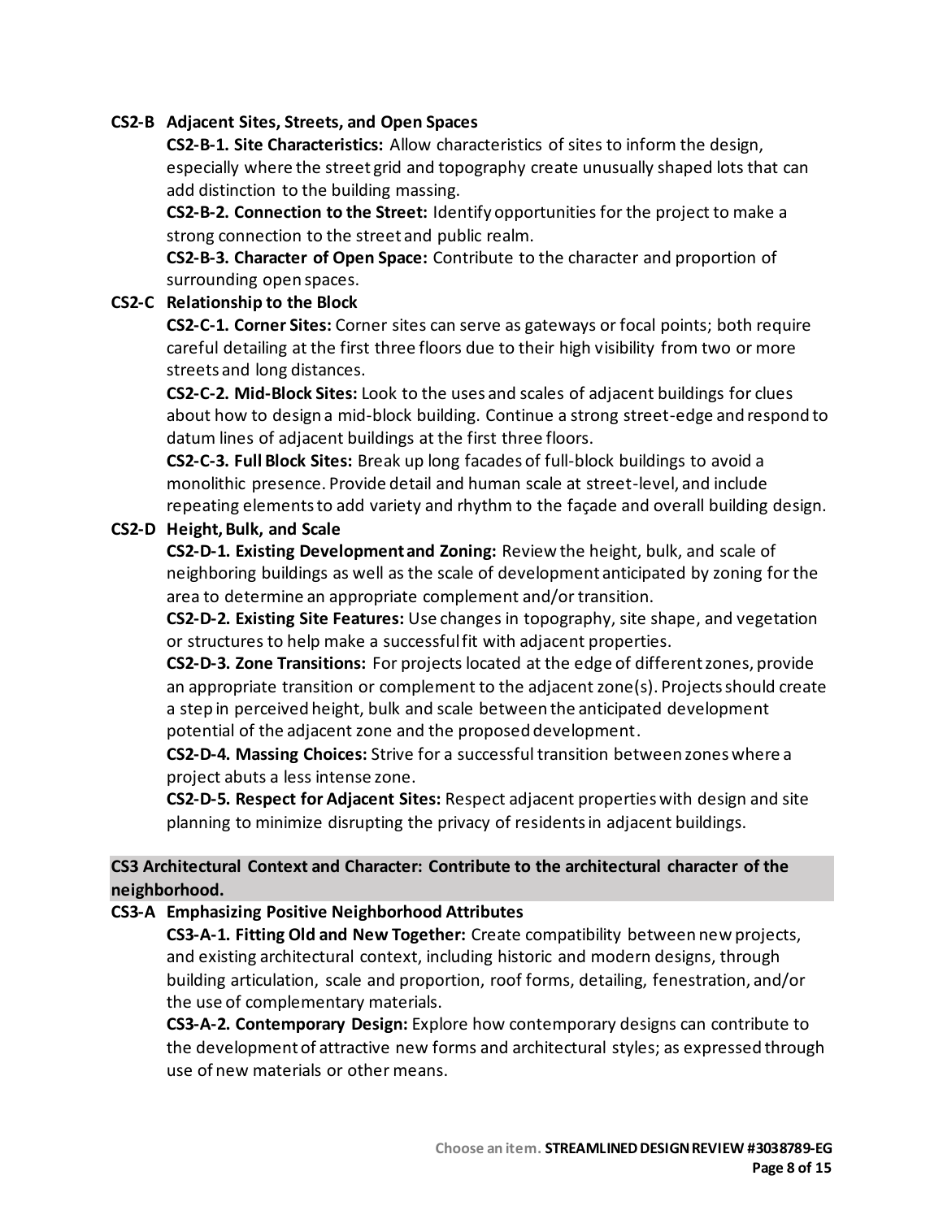**CS2-B Adjacent Sites, Streets, and Open Spaces**

**CS2-B-1. Site Characteristics:** Allow characteristics of sites to inform the design, especially where the street grid and topography create unusually shaped lots that can add distinction to the building massing.

**CS2-B-2. Connection to the Street:** Identify opportunities for the project to make a strong connection to the street and public realm.

**CS2-B-3. Character of Open Space:** Contribute to the character and proportion of surrounding open spaces.

**CS2-C Relationship to the Block**

**CS2-C-1. Corner Sites:** Corner sites can serve as gateways or focal points; both require careful detailing at the first three floors due to their high visibility from two or more streets and long distances.

**CS2-C-2. Mid-Block Sites:** Look to the uses and scales of adjacent buildings for clues about how to design a mid-block building. Continue a strong street-edge and respond to datum lines of adjacent buildings at the first three floors.

**CS2-C-3. Full Block Sites:** Break up long facades of full-block buildings to avoid a monolithic presence. Provide detail and human scale at street-level, and include repeating elements to add variety and rhythm to the façade and overall building design.

**CS2-D Height, Bulk, and Scale**

**CS2-D-1. Existing Development and Zoning:** Review the height, bulk, and scale of neighboring buildings as well as the scale of development anticipated by zoning for the area to determine an appropriate complement and/or transition.

**CS2-D-2. Existing Site Features:** Use changes in topography, site shape, and vegetation or structures to help make a successful fit with adjacent properties.

**CS2-D-3. Zone Transitions:** For projects located at the edge of different zones, provide an appropriate transition or complement to the adjacent zone(s). Projects should create a step in perceived height, bulk and scale between the anticipated development potential of the adjacent zone and the proposed development.

**CS2-D-4. Massing Choices:** Strive for a successful transition between zones where a project abuts a less intense zone.

**CS2-D-5. Respect for Adjacent Sites:** Respect adjacent properties with design and site planning to minimize disrupting the privacy of residents in adjacent buildings.

## CS3 Architectural Context and Character: Contribute to the architectural character of the neighborhood.

**CS3-A Emphasizing Positive Neighborhood Attributes**

**CS3-A-1. Fitting Old and New Together:** Create compatibility between new projects, and existing architectural context, including historic and modern designs, through building articulation, scale and proportion, roof forms, detailing, fenestration, and/or the use of complementary materials.

**CS3-A-2. Contemporary Design:** Explore how contemporary designs can contribute to the development of attractive new forms and architectural styles; as expressed through use of new materials or other means.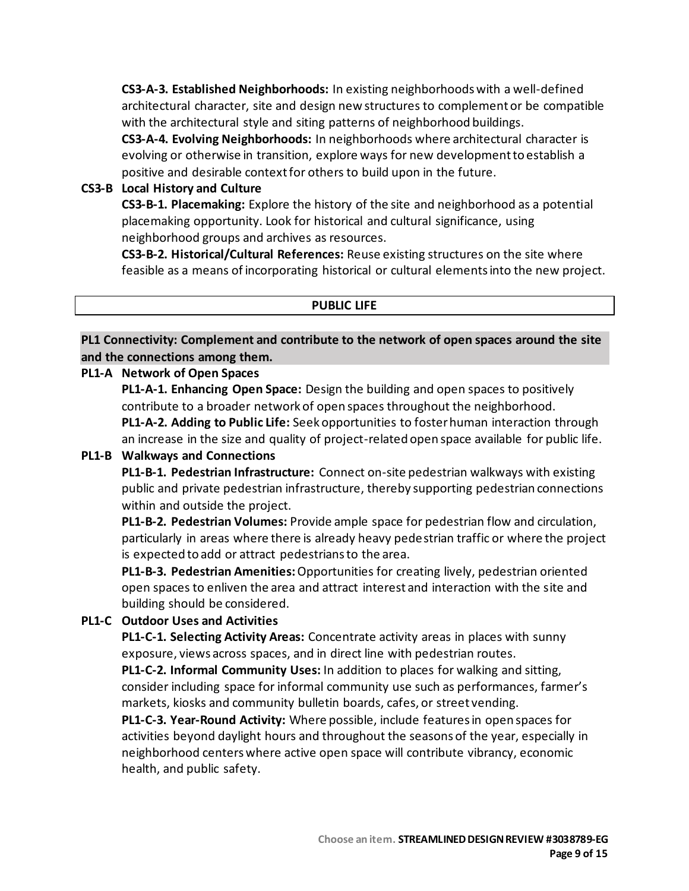**CS3-A-3. Established Neighborhoods:** In existing neighborhoods with a well-defined architectural character, site and design new structures to complement or be compatible with the architectural style and siting patterns of neighborhood buildings.

**CS3-A-4. Evolving Neighborhoods:** In neighborhoods where architectural character is evolving or otherwise in transition, explore ways for new development to establish a positive and desirable context for others to build upon in the future.

**CS3-B Local History and Culture**

**CS3-B-1. Placemaking:** Explore the history of the site and neighborhood as a potential placemaking opportunity. Look for historical and cultural significance, using neighborhood groups and archives as resources.

**CS3-B-2. Historical/Cultural References:** Reuse existing structures on the site where feasible as a means of incorporating historical or cultural elements into the new project.

## PUBLIC LIFE

### PL1 Connectivity: Complement and contribute to the network of open spaces around the site and the connections among them.

**PL1-A Network of Open Spaces**

**PL1-A-1. Enhancing Open Space:** Design the building and open spaces to positively contribute to a broader network of open spaces throughout the neighborhood.

**PL1-A-2. Adding to Public Life:** Seek opportunities to foster human interaction through an increase in the size and quality of project-related open space available for public life.

**PL1-B Walkways and Connections**

**PL1-B-1. Pedestrian Infrastructure:** Connect on-site pedestrian walkways with existing public and private pedestrian infrastructure, thereby supporting pedestrian connections within and outside the project.

**PL1-B-2. Pedestrian Volumes:** Provide ample space for pedestrian flow and circulation, particularly in areas where there is already heavy pedestrian traffic or where the project is expected to add or attract pedestrians to the area.

**PL1-B-3. Pedestrian Amenities:** Opportunities for creating lively, pedestrian oriented open spaces to enliven the area and attract interest and interaction with the site and building should be considered.

**PL1-C Outdoor Uses and Activities**

**PL1-C-1. Selecting Activity Areas:** Concentrate activity areas in places with sunny exposure, views across spaces, and in direct line with pedestrian routes.

**PL1-C-2. Informal Community Uses:** In addition to places for walking and sitting, consider including space for informal community use such as performances, farmer's markets, kiosks and community bulletin boards, cafes, or street vending.

**PL1-C-3. Year-Round Activity:** Where possible, include features in open spaces for activities beyond daylight hours and throughout the seasons of the year, especially in neighborhood centers where active open space will contribute vibrancy, economic health, and public safety.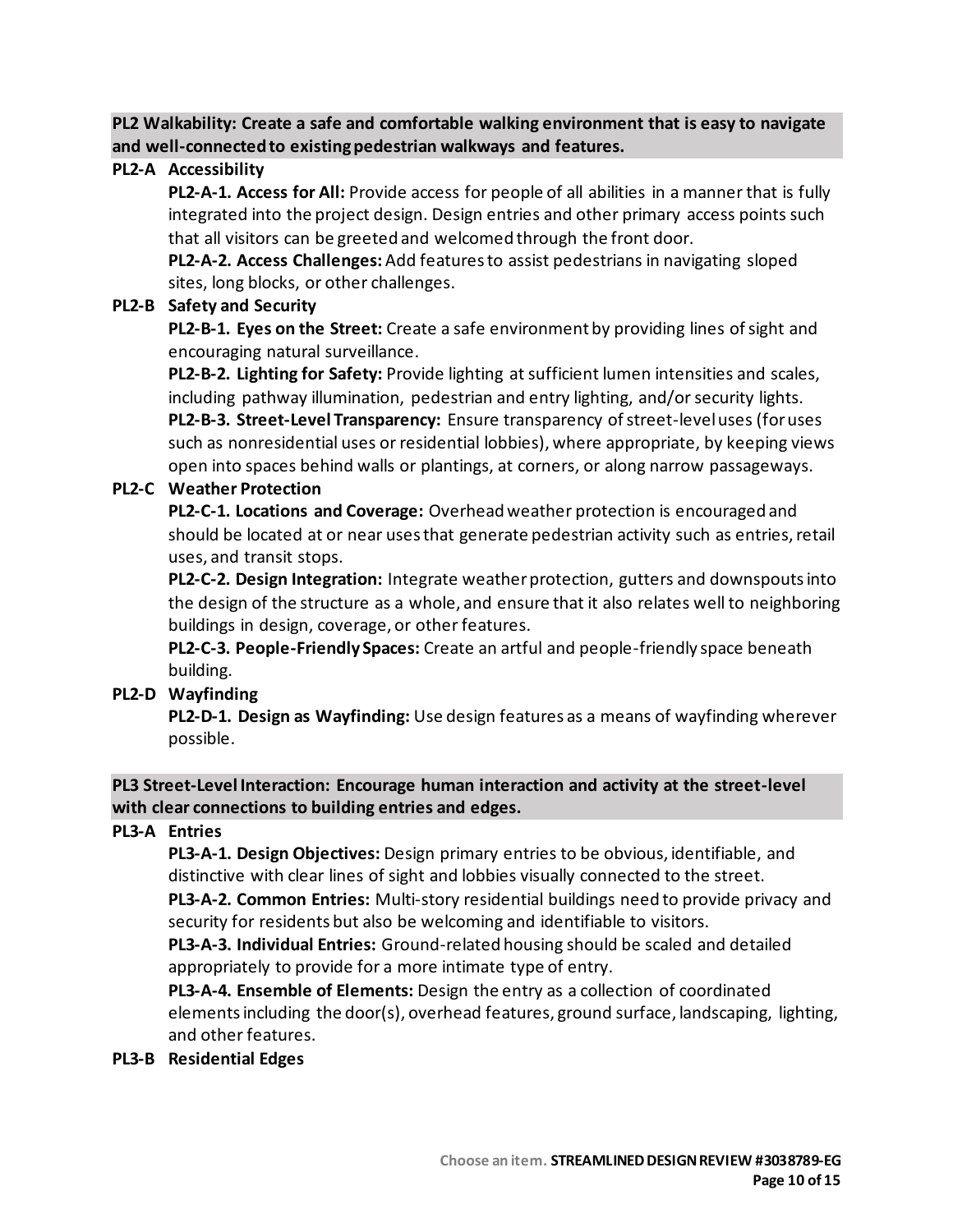**PL2 Walkability: Create a safe and comfortable walking environment that is easy to navigate and well-connected to existing pedestrian walkways and features.**

**PL2-A Accessibility**

**PL2-A-1. Access for All:** Provide access for people of all abilities in a manner that is fully integrated into the project design. Design entries and other primary access points such that all visitors can be greeted and welcomed through the front door.

**PL2-A-2. Access Challenges:** Add features to assist pedestrians in navigating sloped sites, long blocks, or other challenges.

**PL2-B Safety and Security**

**PL2-B-1. Eyes on the Street:** Create a safe environment by providing lines of sight and encouraging natural surveillance.

**PL2-B-2. Lighting for Safety:** Provide lighting at sufficient lumen intensities and scales, including pathway illumination, pedestrian and entry lighting, and/or security lights.

**PL2-B-3. Street-Level Transparency:** Ensure transparency of street-level uses (for uses such as nonresidential uses or residential lobbies), where appropriate, by keeping views open into spaces behind walls or plantings, at corners, or along narrow passageways.

**PL2-C Weather Protection**

**PL2-C-1. Locations and Coverage:** Overhead weather protection is encouraged and should be located at or near uses that generate pedestrian activity such as entries, retail uses, and transit stops.

**PL2-C-2. Design Integration:** Integrate weather protection, gutters and downspouts into the design of the structure as a whole, and ensure that it also relates well to neighboring buildings in design, coverage, or other features.

**PL2-C-3. People-Friendly Spaces:** Create an artful and people-friendly space beneath building.

**PL2-D Wayfinding**

**PL2-D-1. Design as Wayfinding:** Use design features as a means of wayfinding wherever possible.

**PL3 Street-Level Interaction: Encourage human interaction and activity at the street-level with clear connections to building entries and edges.**

**PL3-A Entries**

**PL3-A-1. Design Objectives:** Design primary entries to be obvious, identifiable, and distinctive with clear lines of sight and lobbies visually connected to the street.

**PL3-A-2. Common Entries:** Multi-story residential buildings need to provide privacy and security for residents but also be welcoming and identifiable to visitors.

**PL3-A-3. Individual Entries:** Ground-related housing should be scaled and detailed appropriately to provide for a more intimate type of entry.

**PL3-A-4. Ensemble of Elements:** Design the entry as a collection of coordinated elements including the door(s), overhead features, ground surface, landscaping, lighting, and other features.

**PL3-B Residential Edges**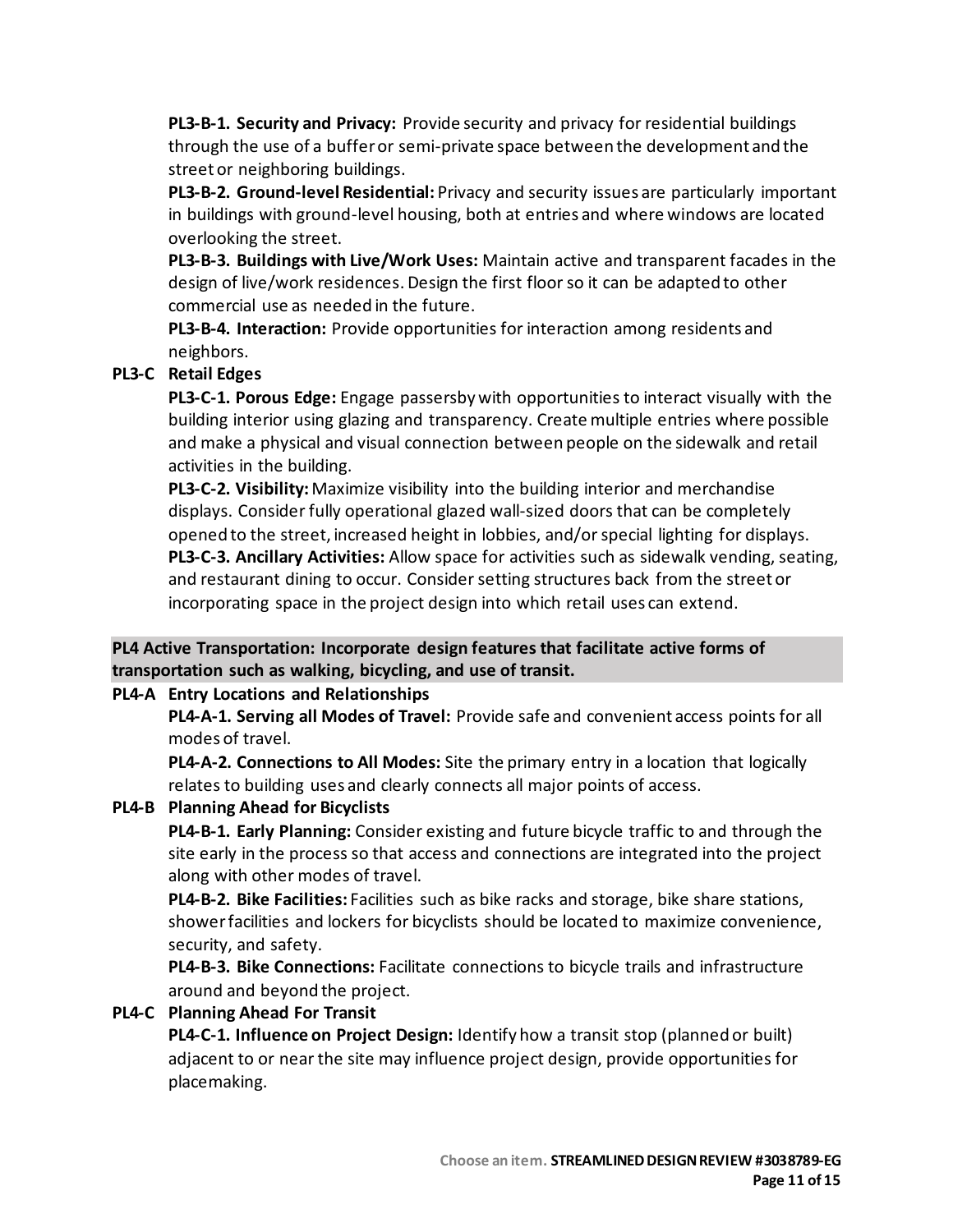**PL3-B-1. Security and Privacy:** Provide security and privacy for residential buildings through the use of a buffer or semi-private space between the development and the street or neighboring buildings.

**PL3-B-2. Ground-level Residential:** Privacy and security issues are particularly important in buildings with ground-level housing, both at entries and where windows are located overlooking the street.

**PL3-B-3. Buildings with Live/Work Uses:** Maintain active and transparent facades in the design of live/work residences. Design the first floor so it can be adapted to other commercial use as needed in the future.

**PL3-B-4. Interaction:** Provide opportunities for interaction among residents and neighbors.

**PL3-C Retail Edges**

**PL3-C-1. Porous Edge:** Engage passersby with opportunities to interact visually with the building interior using glazing and transparency. Create multiple entries where possible and make a physical and visual connection between people on the sidewalk and retail activities in the building.

**PL3-C-2. Visibility:** Maximize visibility into the building interior and merchandise displays. Consider fully operational glazed wall-sized doors that can be completely opened to the street, increased height in lobbies, and/or special lighting for displays.

**PL3-C-3. Ancillary Activities:** Allow space for activities such as sidewalk vending, seating, and restaurant dining to occur. Consider setting structures back from the street or incorporating space in the project design into which retail uses can extend.

## PL4 Active Transportation: Incorporate design features that facilitate active forms of transportation such as walking, bicycling, and use of transit.

**PL4-A Entry Locations and Relationships**

**PL4-A-1. Serving all Modes of Travel:** Provide safe and convenient access points for all modes of travel.

**PL4-A-2. Connections to All Modes:** Site the primary entry in a location that logically relates to building uses and clearly connects all major points of access.

**PL4-B Planning Ahead for Bicyclists**

**PL4-B-1. Early Planning:** Consider existing and future bicycle traffic to and through the site early in the process so that access and connections are integrated into the project along with other modes of travel.

**PL4-B-2. Bike Facilities:** Facilities such as bike racks and storage, bike share stations, shower facilities and lockers for bicyclists should be located to maximize convenience, security, and safety.

**PL4-B-3. Bike Connections:** Facilitate connections to bicycle trails and infrastructure around and beyond the project.

**PL4-C Planning Ahead For Transit**

**PL4-C-1. Influence on Project Design:** Identify how a transit stop (planned or built) adjacent to or near the site may influence project design, provide opportunities for placemaking.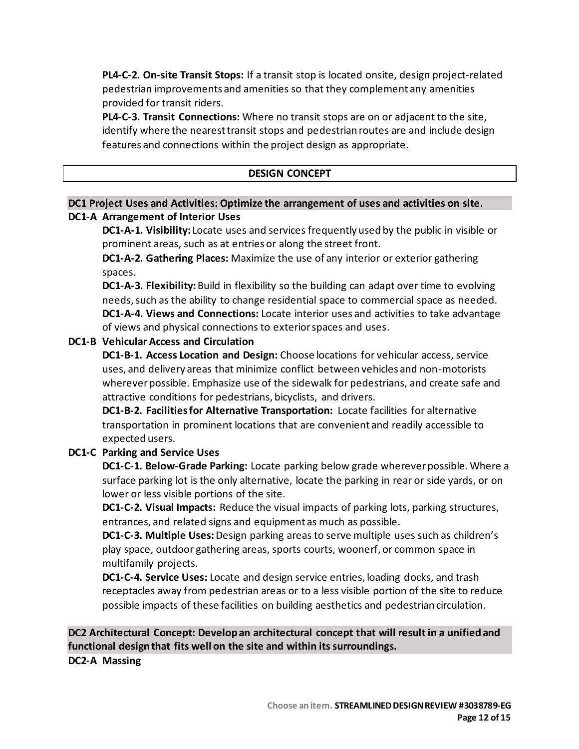**PL4-C-2. On-site Transit Stops:** If a transit stop is located onsite, design project-related pedestrian improvements and amenities so that they complement any amenities provided for transit riders.

**PL4-C-3. Transit Connections:** Where no transit stops are on or adjacent to the site, identify where the nearest transit stops and pedestrian routes are and include design features and connections within the project design as appropriate.

## DESIGN CONCEPT

### DC1 Project Uses and Activities: Optimize the arrangement of uses and activities on site.

**DC1-A Arrangement of Interior Uses**

**DC1-A-1. Visibility:** Locate uses and services frequently used by the public in visible or prominent areas, such as at entries or along the street front.

**DC1-A-2. Gathering Places:** Maximize the use of any interior or exterior gathering spaces.

**DC1-A-3. Flexibility:** Build in flexibility so the building can adapt over time to evolving needs, such as the ability to change residential space to commercial space as needed.

**DC1-A-4. Views and Connections:** Locate interior uses and activities to take advantage of views and physical connections to exterior spaces and uses.

**DC1-B Vehicular Access and Circulation**

**DC1-B-1. Access Location and Design:** Choose locations for vehicular access, service uses, and delivery areas that minimize conflict between vehicles and non-motorists wherever possible. Emphasize use of the sidewalk for pedestrians, and create safe and attractive conditions for pedestrians, bicyclists, and drivers.

**DC1-B-2. Facilities for Alternative Transportation:** Locate facilities for alternative transportation in prominent locations that are convenient and readily accessible to expected users.

**DC1-C Parking and Service Uses**

**DC1-C-1. Below-Grade Parking:** Locate parking below grade wherever possible. Where a surface parking lot is the only alternative, locate the parking in rear or side yards, or on lower or less visible portions of the site.

**DC1-C-2. Visual Impacts:** Reduce the visual impacts of parking lots, parking structures, entrances, and related signs and equipment as much as possible.

**DC1-C-3. Multiple Uses:** Design parking areas to serve multiple uses such as children's play space, outdoor gathering areas, sports courts, woonerf, or common space in multifamily projects.

**DC1-C-4. Service Uses:** Locate and design service entries, loading docks, and trash receptacles away from pedestrian areas or to a less visible portion of the site to reduce possible impacts of these facilities on building aesthetics and pedestrian circulation.

### DC2 Architectural Concept: Develop an architectural concept that will result in a unified and functional design that fits well on the site and within its surroundings.

**DC2-A Massing**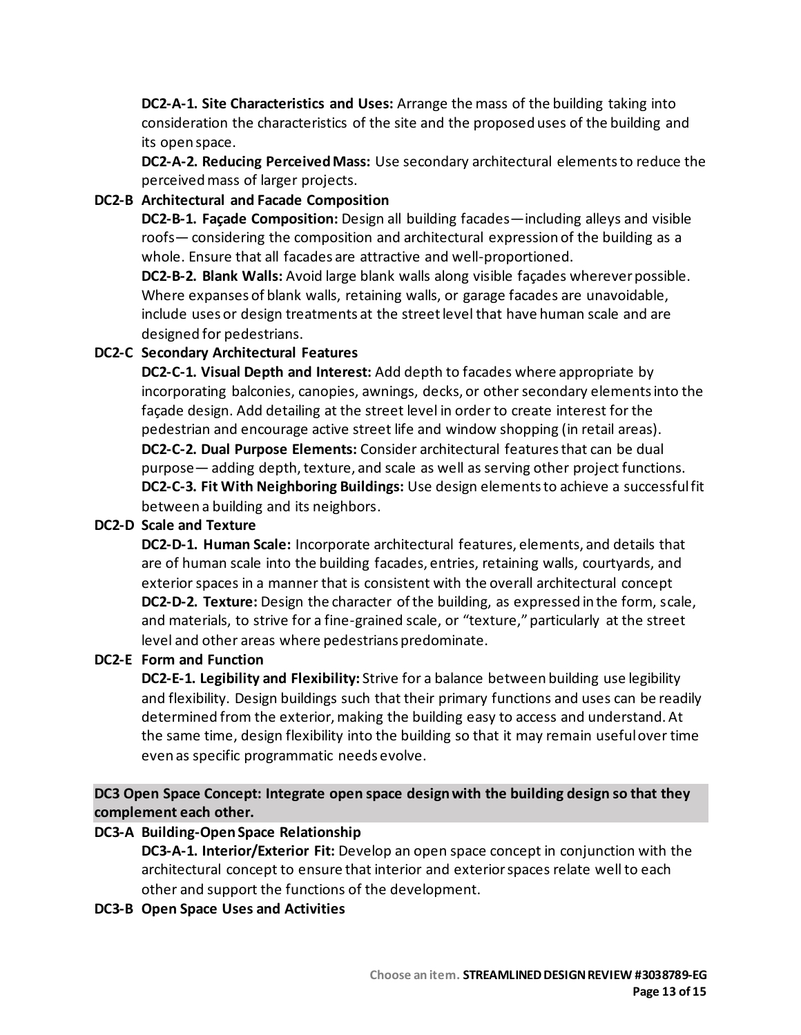**DC2-A-1. Site Characteristics and Uses:** Arrange the mass of the building taking into consideration the characteristics of the site and the proposed uses of the building and its open space.

**DC2-A-2. Reducing Perceived Mass:** Use secondary architectural elements to reduce the perceived mass of larger projects.

**DC2-B Architectural and Facade Composition**

**DC2-B-1. Façade Composition:** Design all building facades—including alleys and visible roofs— considering the composition and architectural expression of the building as a whole. Ensure that all facades are attractive and well-proportioned.

**DC2-B-2. Blank Walls:** Avoid large blank walls along visible façades wherever possible. Where expanses of blank walls, retaining walls, or garage facades are unavoidable, include uses or design treatments at the street level that have human scale and are designed for pedestrians.

**DC2-C Secondary Architectural Features**

**DC2-C-1. Visual Depth and Interest:** Add depth to facades where appropriate by incorporating balconies, canopies, awnings, decks, or other secondary elements into the façade design. Add detailing at the street level in order to create interest for the pedestrian and encourage active street life and window shopping (in retail areas).

**DC2-C-2. Dual Purpose Elements:** Consider architectural features that can be dual purpose— adding depth, texture, and scale as well as serving other project functions.

**DC2-C-3. Fit With Neighboring Buildings:** Use design elements to achieve a successful fit between a building and its neighbors.

**DC2-D Scale and Texture**

**DC2-D-1. Human Scale:** Incorporate architectural features, elements, and details that are of human scale into the building facades, entries, retaining walls, courtyards, and exterior spaces in a manner that is consistent with the overall architectural concept

**DC2-D-2. Texture:** Design the character of the building, as expressed in the form, scale, and materials, to strive for a fine-grained scale, or "texture," particularly at the street level and other areas where pedestrians predominate.

**DC2-E Form and Function**

**DC2-E-1. Legibility and Flexibility:** Strive for a balance between building use legibility and flexibility. Design buildings such that their primary functions and uses can be readily determined from the exterior, making the building easy to access and understand. At the same time, design flexibility into the building so that it may remain useful over time even as specific programmatic needs evolve.

## DC3 Open Space Concept: Integrate open space design with the building design so that they complement each other.

**DC3-A Building-Open Space Relationship**

**DC3-A-1. Interior/Exterior Fit:** Develop an open space concept in conjunction with the architectural concept to ensure that interior and exterior spaces relate well to each other and support the functions of the development.

**DC3-B Open Space Uses and Activities**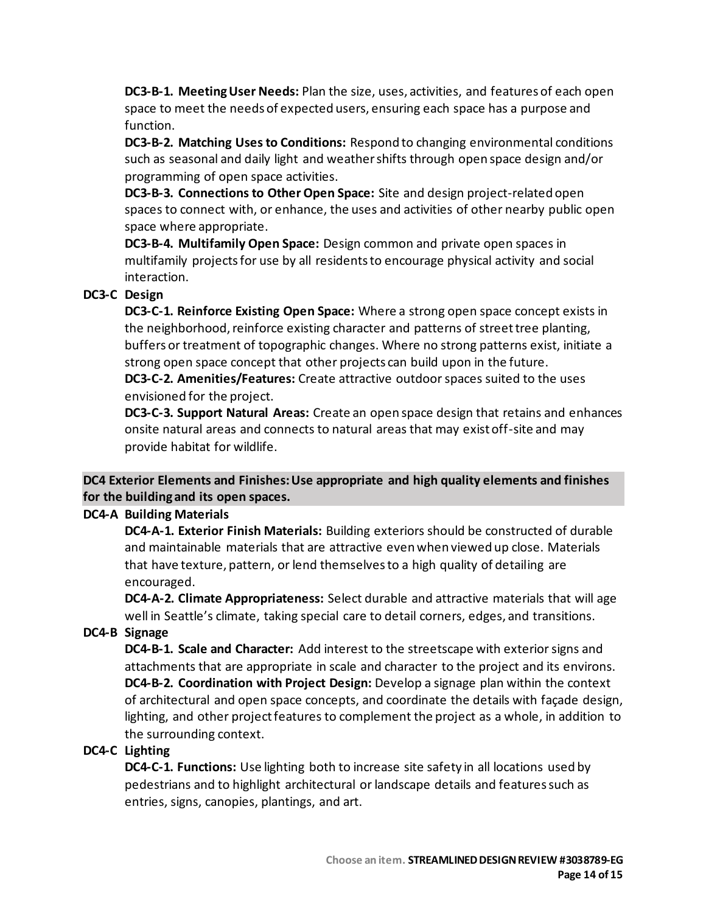**DC3-B-1. Meeting User Needs:** Plan the size, uses, activities, and features of each open space to meet the needs of expected users, ensuring each space has a purpose and function.

**DC3-B-2. Matching Uses to Conditions:** Respond to changing environmental conditions such as seasonal and daily light and weather shifts through open space design and/or programming of open space activities.

**DC3-B-3. Connections to Other Open Space:** Site and design project-related open spaces to connect with, or enhance, the uses and activities of other nearby public open space where appropriate.

**DC3-B-4. Multifamily Open Space:** Design common and private open spaces in multifamily projects for use by all residents to encourage physical activity and social interaction.

**DC3-C Design**

**DC3-C-1. Reinforce Existing Open Space:** Where a strong open space concept exists in the neighborhood, reinforce existing character and patterns of street tree planting, buffers or treatment of topographic changes. Where no strong patterns exist, initiate a strong open space concept that other projects can build upon in the future.

**DC3-C-2. Amenities/Features:** Create attractive outdoor spaces suited to the uses envisioned for the project.

**DC3-C-3. Support Natural Areas:** Create an open space design that retains and enhances onsite natural areas and connects to natural areas that may exist off-site and may provide habitat for wildlife.

**DC4 Exterior Elements and Finishes: Use appropriate and high quality elements and finishes for the building and its open spaces.**

**DC4-A Building Materials**

**DC4-A-1. Exterior Finish Materials:** Building exteriors should be constructed of durable and maintainable materials that are attractive even when viewed up close. Materials that have texture, pattern, or lend themselves to a high quality of detailing are encouraged.

**DC4-A-2. Climate Appropriateness:** Select durable and attractive materials that will age well in Seattle's climate, taking special care to detail corners, edges, and transitions.

**DC4-B Signage**

**DC4-B-1. Scale and Character:** Add interest to the streetscape with exterior signs and attachments that are appropriate in scale and character to the project and its environs.

**DC4-B-2. Coordination with Project Design:** Develop a signage plan within the context of architectural and open space concepts, and coordinate the details with façade design, lighting, and other project features to complement the project as a whole, in addition to the surrounding context.

**DC4-C Lighting**

**DC4-C-1. Functions:** Use lighting both to increase site safety in all locations used by pedestrians and to highlight architectural or landscape details and features such as entries, signs, canopies, plantings, and art.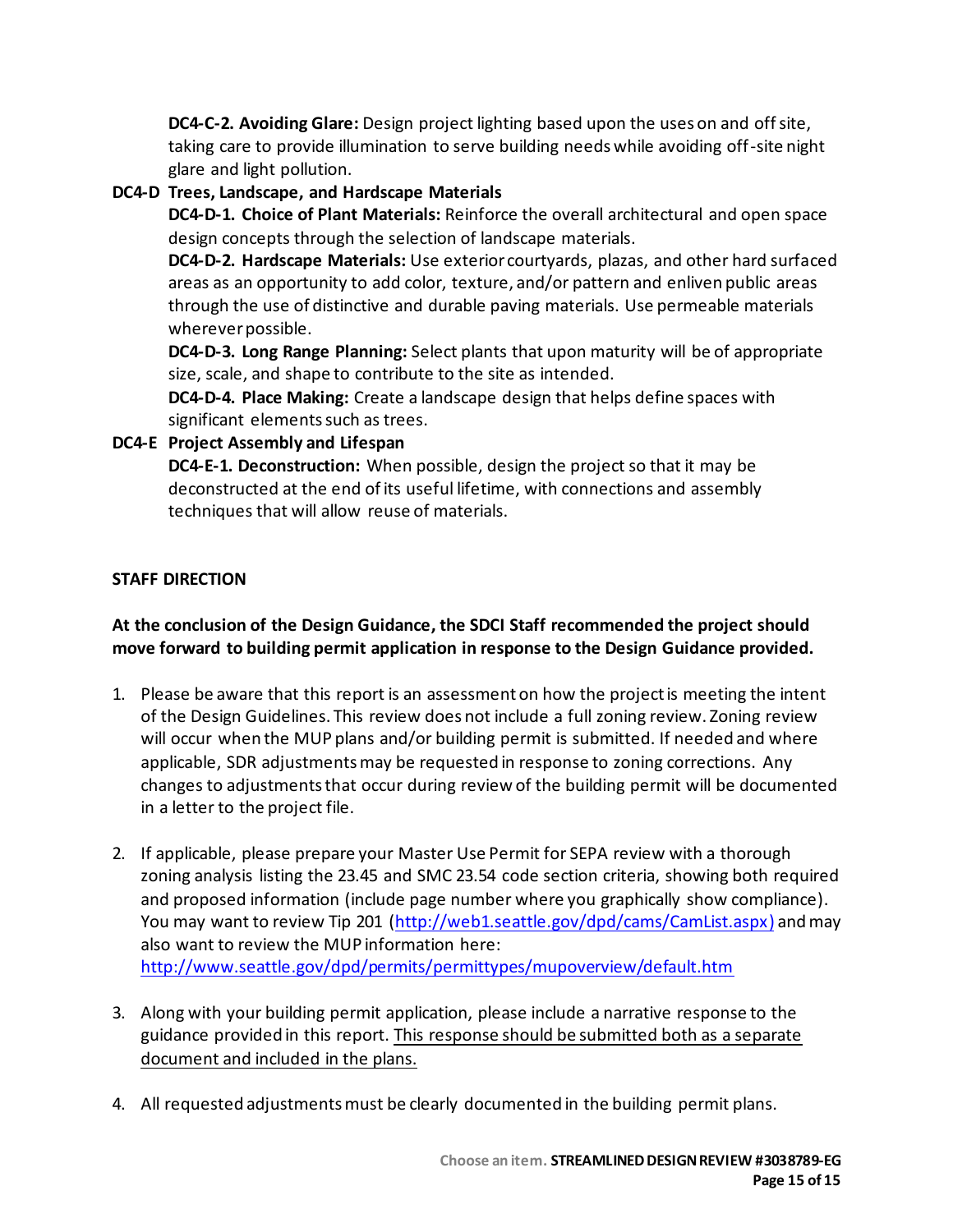**DC4-C-2. Avoiding Glare:** Design project lighting based upon the uses on and off site, taking care to provide illumination to serve building needs while avoiding off-site night glare and light pollution.

**DC4-D Trees, Landscape, and Hardscape Materials**

**DC4-D-1. Choice of Plant Materials:** Reinforce the overall architectural and open space design concepts through the selection of landscape materials.

**DC4-D-2. Hardscape Materials:** Use exterior courtyards, plazas, and other hard surfaced areas as an opportunity to add color, texture, and/or pattern and enliven public areas through the use of distinctive and durable paving materials. Use permeable materials wherever possible.

**DC4-D-3. Long Range Planning:** Select plants that upon maturity will be of appropriate size, scale, and shape to contribute to the site as intended.

**DC4-D-4. Place Making:** Create a landscape design that helps define spaces with significant elements such as trees.

**DC4-E Project Assembly and Lifespan**

**DC4-E-1. Deconstruction:** When possible, design the project so that it may be deconstructed at the end of its useful lifetime, with connections and assembly techniques that will allow reuse of materials.

## STAFF DIRECTION

**At the conclusion of the Design Guidance, the SDCI Staff recommended the project should move forward to building permit application in response to the Design Guidance provided.**

1. Please be aware that this report is an assessment on how the project is meeting the intent of the Design Guidelines. This review does not include a full zoning review. Zoning review will occur when the MUP plans and/or building permit is submitted. If needed and where applicable, SDR adjustments may be requested in response to zoning corrections. Any changes to adjustments that occur during review of the building permit will be documented in a letter to the project file.

2. If applicable, please prepare your Master Use Permit for SEPA review with a thorough zoning analysis listing the 23.45 and SMC 23.54 code section criteria, showing both required and proposed information (include page number where you graphically show compliance). You may want to review Tip 201 (http://web1.seattle.gov/dpd/cams/CamList.aspx) and may also want to review the MUP information here: http://www.seattle.gov/dpd/permits/permittypes/mupoverview/default.htm

3. Along with your building permit application, please include a narrative response to the guidance provided in this report. This response should be submitted both as a separate document and included in the plans.

4. All requested adjustments must be clearly documented in the building permit plans.